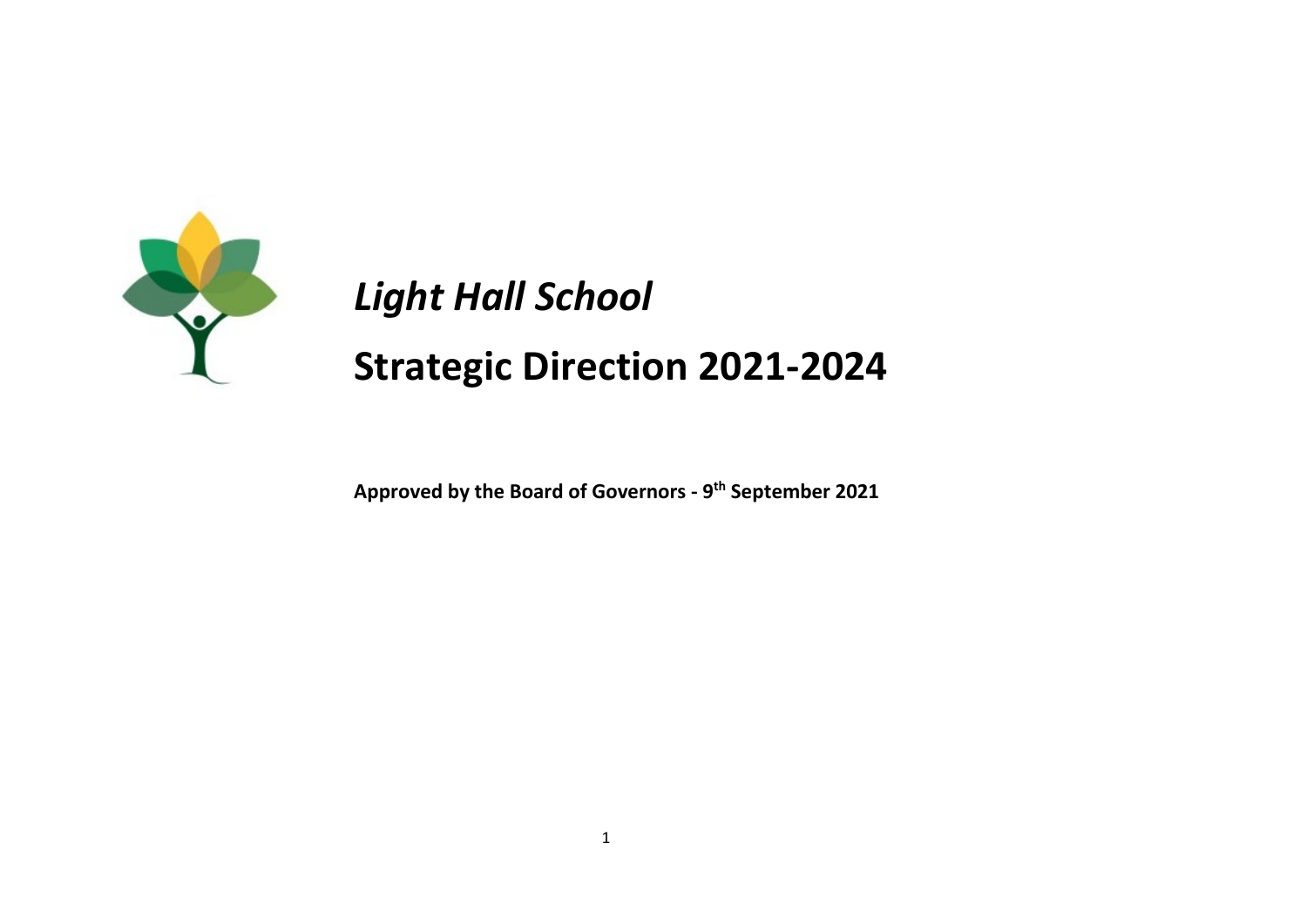# *Light Hall School*

# Strategic Direction 2021-2024

**Approved by the Board of Governors - 9th September 2021**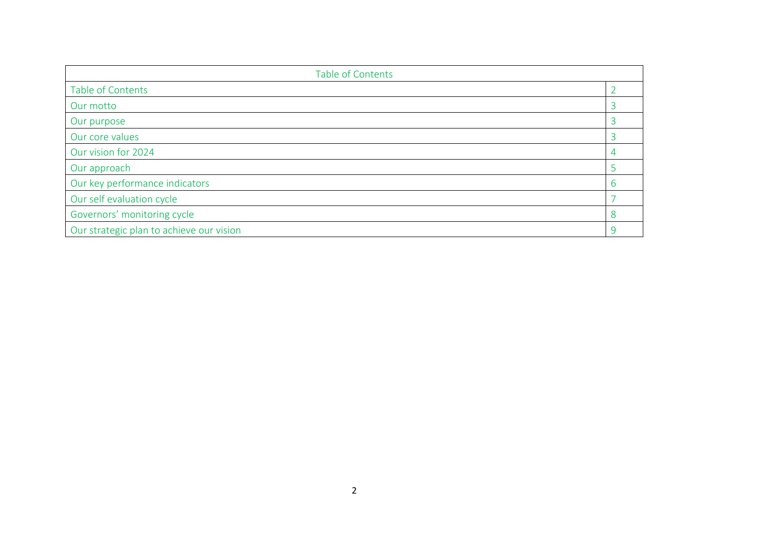| Table of Contents | |
|---|---|
| Table of Contents | 2 |
| Our motto | 3 |
| Our purpose | 3 |
| Our core values | 3 |
| Our vision for 2024 | 4 |
| Our approach | 5 |
| Our key performance indicators | 6 |
| Our self evaluation cycle | 7 |
| Governors’ monitoring cycle | 8 |
| Our strategic plan to achieve our vision | 9 |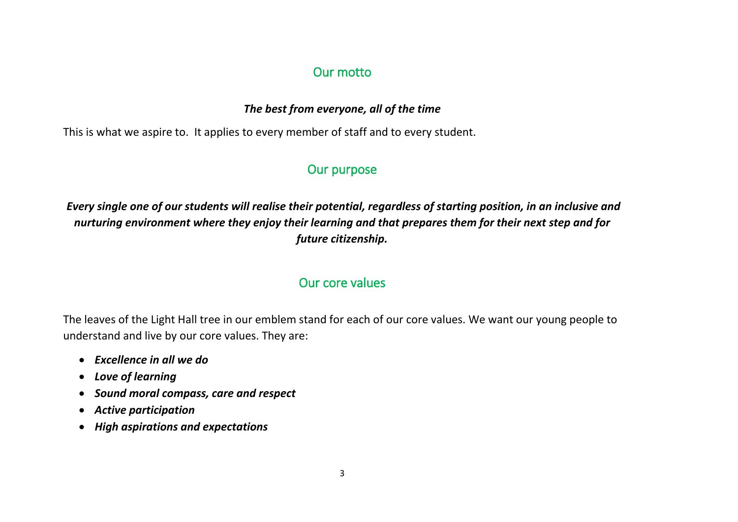## Our motto

***The best from everyone, all of the time***

This is what we aspire to. It applies to every member of staff and to every student.

## Our purpose

***Every single one of our students will realise their potential, regardless of starting position, in an inclusive and nurturing environment where they enjoy their learning and that prepares them for their next step and for future citizenship.***

## Our core values

The leaves of the Light Hall tree in our emblem stand for each of our core values. We want our young people to understand and live by our core values. They are:

- ***Excellence in all we do***
- ***Love of learning***
- ***Sound moral compass, care and respect***
- ***Active participation***
- ***High aspirations and expectations***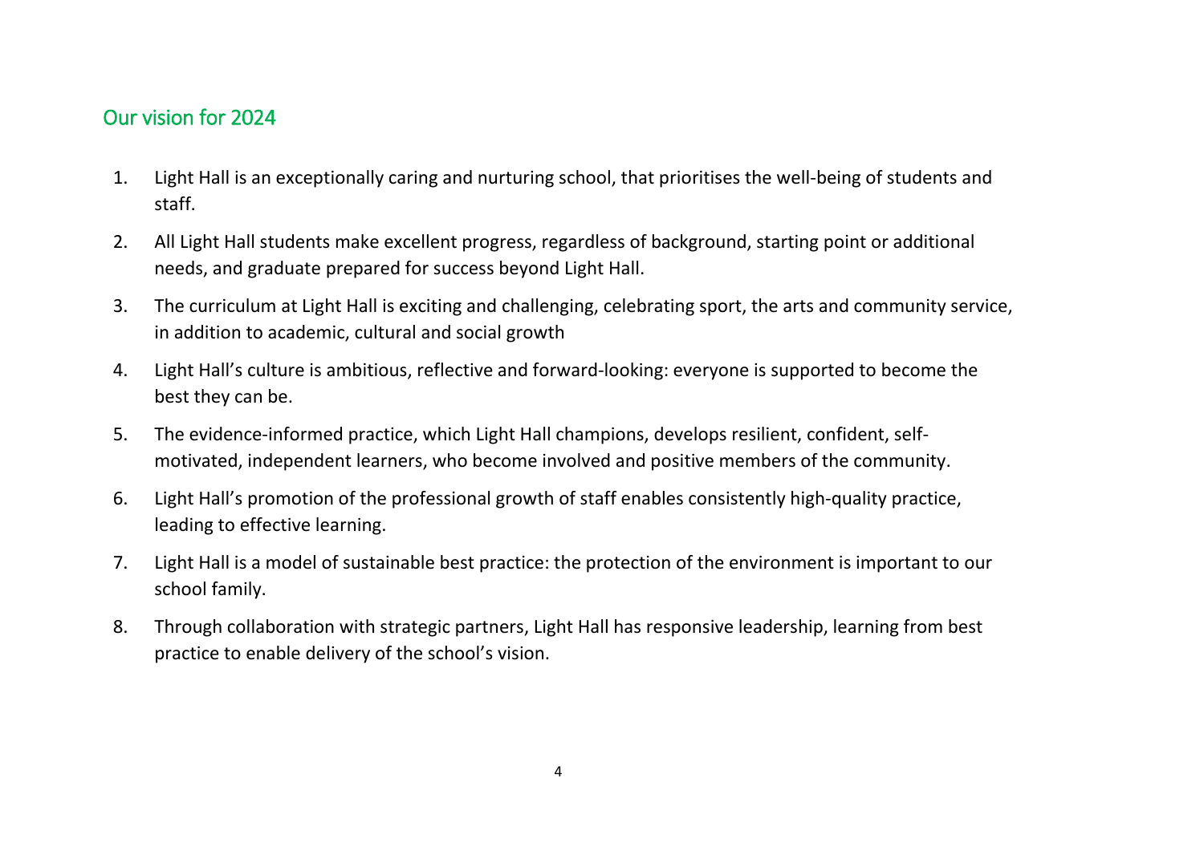## Our vision for 2024

1. Light Hall is an exceptionally caring and nurturing school, that prioritises the well-being of students and staff.
2. All Light Hall students make excellent progress, regardless of background, starting point or additional needs, and graduate prepared for success beyond Light Hall.
3. The curriculum at Light Hall is exciting and challenging, celebrating sport, the arts and community service, in addition to academic, cultural and social growth
4. Light Hall's culture is ambitious, reflective and forward-looking: everyone is supported to become the best they can be.
5. The evidence-informed practice, which Light Hall champions, develops resilient, confident, self-motivated, independent learners, who become involved and positive members of the community.
6. Light Hall's promotion of the professional growth of staff enables consistently high-quality practice, leading to effective learning.
7. Light Hall is a model of sustainable best practice: the protection of the environment is important to our school family.
8. Through collaboration with strategic partners, Light Hall has responsive leadership, learning from best practice to enable delivery of the school's vision.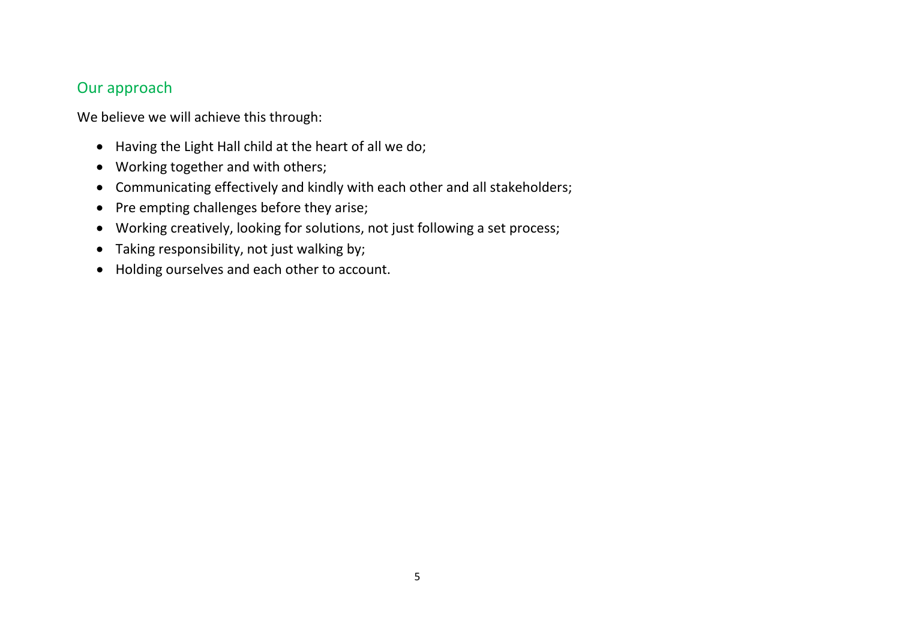## Our approach

We believe we will achieve this through:

- Having the Light Hall child at the heart of all we do;
- Working together and with others;
- Communicating effectively and kindly with each other and all stakeholders;
- Pre empting challenges before they arise;
- Working creatively, looking for solutions, not just following a set process;
- Taking responsibility, not just walking by;
- Holding ourselves and each other to account.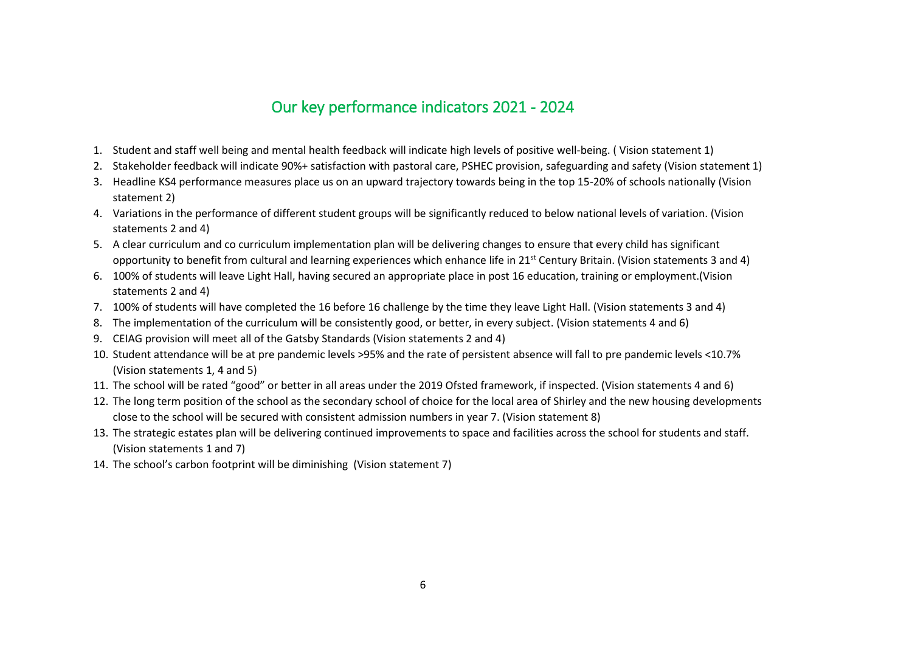## Our key performance indicators 2021 - 2024

1. Student and staff well being and mental health feedback will indicate high levels of positive well-being. ( Vision statement 1)
2. Stakeholder feedback will indicate 90%+ satisfaction with pastoral care, PSHEC provision, safeguarding and safety (Vision statement 1)
3. Headline KS4 performance measures place us on an upward trajectory towards being in the top 15-20% of schools nationally (Vision statement 2)
4. Variations in the performance of different student groups will be significantly reduced to below national levels of variation. (Vision statements 2 and 4)
5. A clear curriculum and co curriculum implementation plan will be delivering changes to ensure that every child has significant opportunity to benefit from cultural and learning experiences which enhance life in 21st Century Britain. (Vision statements 3 and 4)
6. 100% of students will leave Light Hall, having secured an appropriate place in post 16 education, training or employment.(Vision statements 2 and 4)
7. 100% of students will have completed the 16 before 16 challenge by the time they leave Light Hall. (Vision statements 3 and 4)
8. The implementation of the curriculum will be consistently good, or better, in every subject. (Vision statements 4 and 6)
9. CEIAG provision will meet all of the Gatsby Standards (Vision statements 2 and 4)
10. Student attendance will be at pre pandemic levels >95% and the rate of persistent absence will fall to pre pandemic levels <10.7% (Vision statements 1, 4 and 5)
11. The school will be rated "good" or better in all areas under the 2019 Ofsted framework, if inspected. (Vision statements 4 and 6)
12. The long term position of the school as the secondary school of choice for the local area of Shirley and the new housing developments close to the school will be secured with consistent admission numbers in year 7. (Vision statement 8)
13. The strategic estates plan will be delivering continued improvements to space and facilities across the school for students and staff. (Vision statements 1 and 7)
14. The school's carbon footprint will be diminishing (Vision statement 7)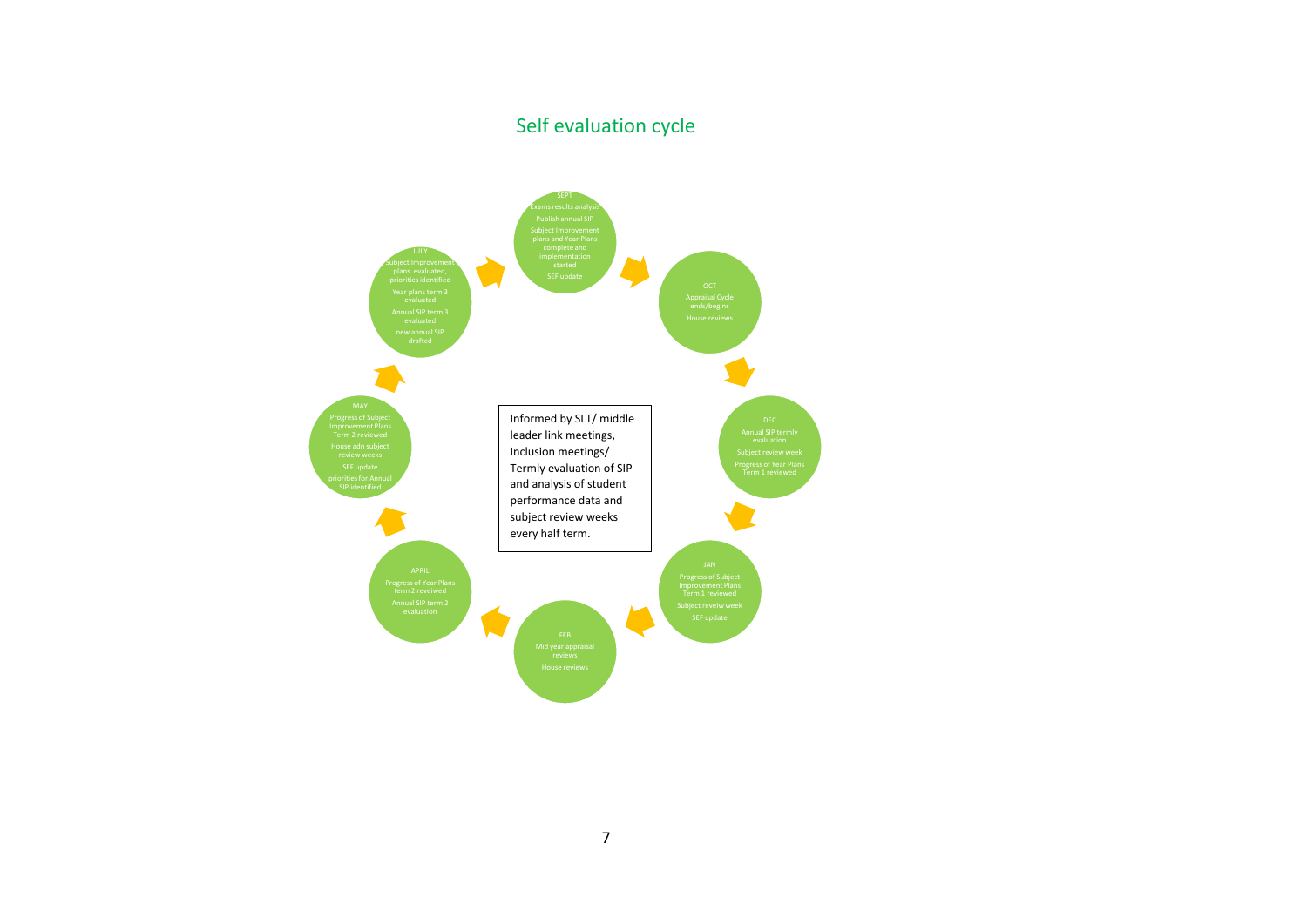## Self evaluation cycle

**SEPT**
- Exams results analysis
- Publish annual SIP
- Subject Improvement plans and Year Plans complete and implementation started
- SEF update

**OCT**
- Appraisal Cycle ends/begins
- House reviews

**DEC**
- Annual SIP termly evaluation
- Subject review week
- Progress of Year Plans Term 1 reviewed

**JAN**
- Progress of Subject Improvement Plans Term 1 reviewed
- Subject reveiw week
- SEF update

**FEB**
- Mid year appraisal reviews
- House reviews

**APRIL**
- Progress of Year Plans term 2 reveiwed
- Annual SIP term 2 evaluation

**MAY**
- Progress of Subject Improvement Plans Term 2 reviewed
- House adn subject review weeks
- SEF update
- priorities for Annual SIP identified

**JULY**
- Subject Improvement plans evaluated, priorities identified
- Year plans term 3 evaluated
- Annual SIP term 3 evaluated
- new annual SIP drafted

Informed by SLT/ middle leader link meetings, Inclusion meetings/ Termly evaluation of SIP and analysis of student performance data and subject review weeks every half term.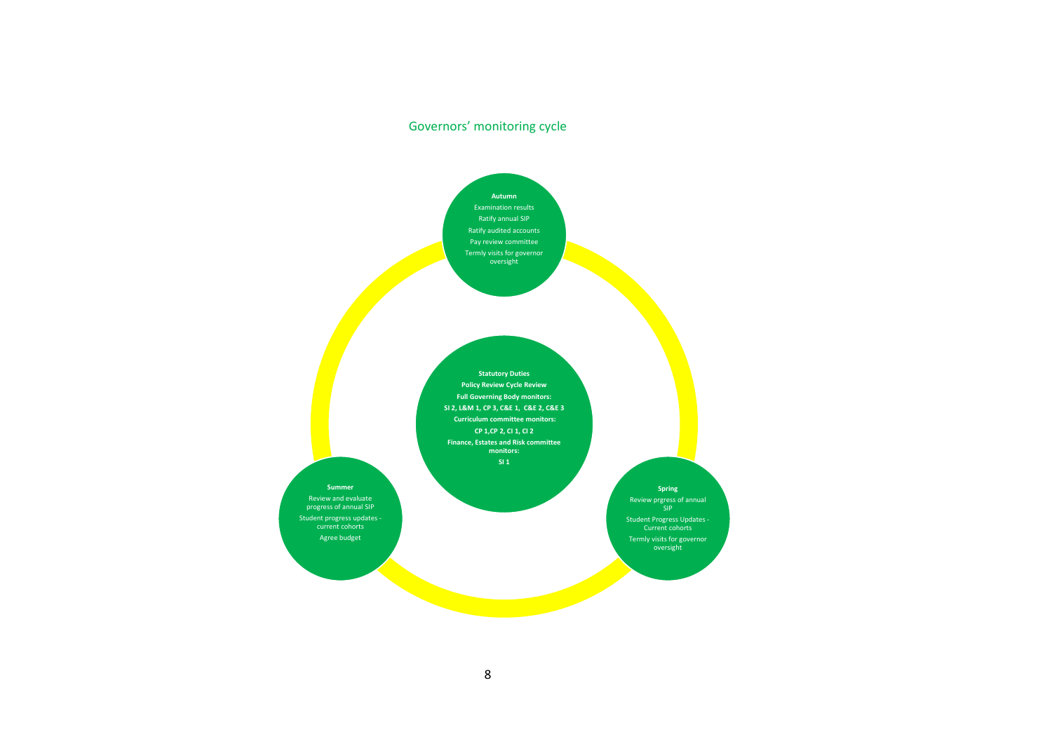## Governors' monitoring cycle

**Autumn**

Examination results

Ratify annual SIP

Ratify audited accounts

Pay review committee

Termly visits for governor oversight

**Statutory Duties**

**Policy Review Cycle Review**

**Full Governing Body monitors:**

**SI 2, L&M 1, CP 3, C&E 1, C&E 2, C&E 3**

**Curriculum committee monitors:**

**CP 1,CP 2, CI 1, CI 2**

**Finance, Estates and Risk committee monitors:**

**SI 1**

**Summer**

Review and evaluate progress of annual SIP

Student progress updates - current cohorts

Agree budget

**Spring**

Review prgress of annual SIP

Student Progress Updates - Current cohorts

Termly visits for governor oversight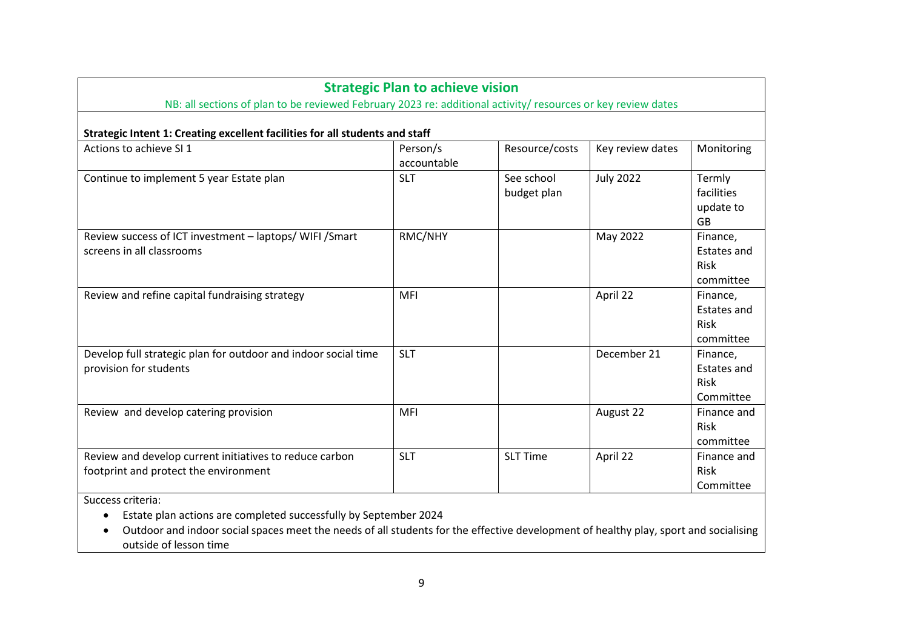## Strategic Plan to achieve vision

NB: all sections of plan to be reviewed February 2023 re: additional activity/ resources or key review dates

**Strategic Intent 1: Creating excellent facilities for all students and staff**

| Actions to achieve SI 1 | Person/s accountable | Resource/costs | Key review dates | Monitoring |
|---|---|---|---|---|
| Continue to implement 5 year Estate plan | SLT | See school budget plan | July 2022 | Termly facilities update to GB |
| Review success of ICT investment – laptops/ WIFI /Smart screens in all classrooms | RMC/NHY | | May 2022 | Finance, Estates and Risk committee |
| Review and refine capital fundraising strategy | MFI | | April 22 | Finance, Estates and Risk committee |
| Develop full strategic plan for outdoor and indoor social time provision for students | SLT | | December 21 | Finance, Estates and Risk Committee |
| Review and develop catering provision | MFI | | August 22 | Finance and Risk committee |
| Review and develop current initiatives to reduce carbon footprint and protect the environment | SLT | SLT Time | April 22 | Finance and Risk Committee |

Success criteria:

- Estate plan actions are completed successfully by September 2024
- Outdoor and indoor social spaces meet the needs of all students for the effective development of healthy play, sport and socialising outside of lesson time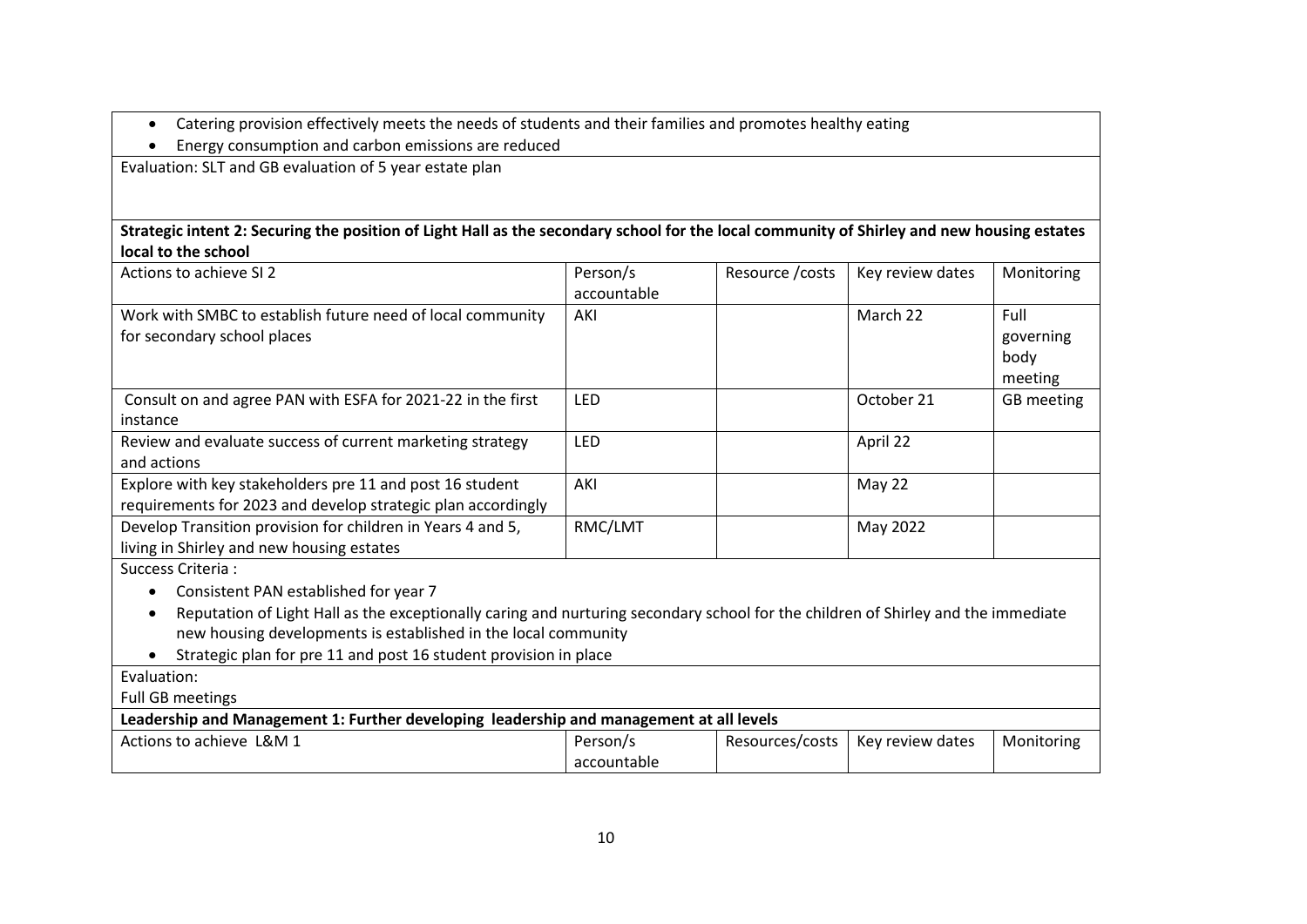- Catering provision effectively meets the needs of students and their families and promotes healthy eating
- Energy consumption and carbon emissions are reduced

Evaluation: SLT and GB evaluation of 5 year estate plan

**Strategic intent 2: Securing the position of Light Hall as the secondary school for the local community of Shirley and new housing estates local to the school**

| Actions to achieve SI 2 | Person/s accountable | Resource /costs | Key review dates | Monitoring |
|---|---|---|---|---|
| Work with SMBC to establish future need of local community for secondary school places | AKI | | March 22 | Full governing body meeting |
| Consult on and agree PAN with ESFA for 2021-22 in the first instance | LED | | October 21 | GB meeting |
| Review and evaluate success of current marketing strategy and actions | LED | | April 22 | |
| Explore with key stakeholders pre 11 and post 16 student requirements for 2023 and develop strategic plan accordingly | AKI | | May 22 | |
| Develop Transition provision for children in Years 4 and 5, living in Shirley and new housing estates | RMC/LMT | | May 2022 | |

Success Criteria :

- Consistent PAN established for year 7
- Reputation of Light Hall as the exceptionally caring and nurturing secondary school for the children of Shirley and the immediate new housing developments is established in the local community
- Strategic plan for pre 11 and post 16 student provision in place

Evaluation:

Full GB meetings

**Leadership and Management 1: Further developing leadership and management at all levels**

| Actions to achieve L&M 1 | Person/s accountable | Resources/costs | Key review dates | Monitoring |
|---|---|---|---|---|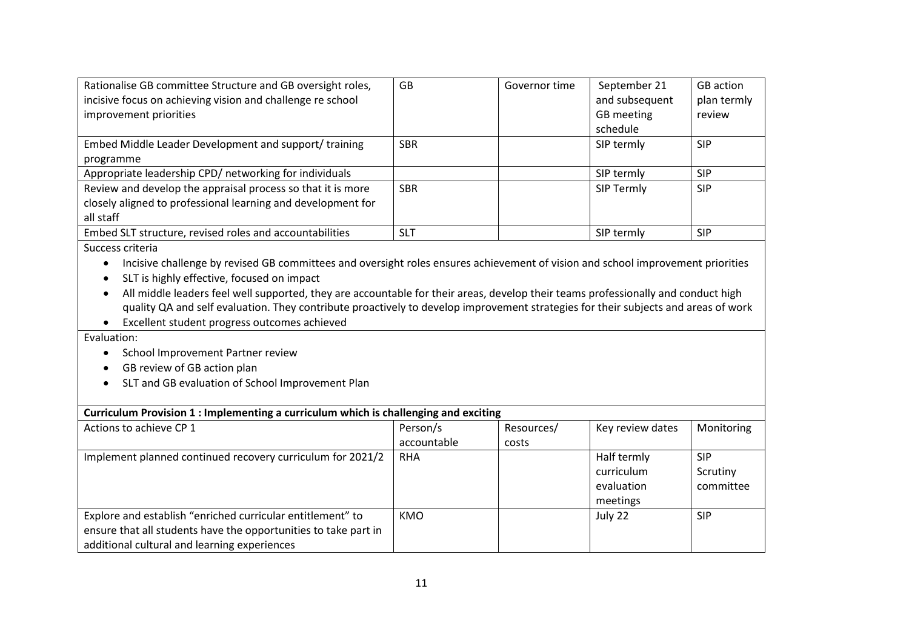| | | | | |
|---|---|---|---|---|
| Rationalise GB committee Structure and GB oversight roles, incisive focus on achieving vision and challenge re school improvement priorities | GB | Governor time | September 21 and subsequent GB meeting schedule | GB action plan termly review |
| Embed Middle Leader Development and support/ training programme | SBR | | SIP termly | SIP |
| Appropriate leadership CPD/ networking for individuals | | | SIP termly | SIP |
| Review and develop the appraisal process so that it is more closely aligned to professional learning and development for all staff | SBR | | SIP Termly | SIP |
| Embed SLT structure, revised roles and accountabilities | SLT | | SIP termly | SIP |

Success criteria

- Incisive challenge by revised GB committees and oversight roles ensures achievement of vision and school improvement priorities
- SLT is highly effective, focused on impact
- All middle leaders feel well supported, they are accountable for their areas, develop their teams professionally and conduct high quality QA and self evaluation. They contribute proactively to develop improvement strategies for their subjects and areas of work
- Excellent student progress outcomes achieved

Evaluation:

- School Improvement Partner review
- GB review of GB action plan
- SLT and GB evaluation of School Improvement Plan

**Curriculum Provision 1 : Implementing a curriculum which is challenging and exciting**

| Actions to achieve CP 1 | Person/s accountable | Resources/ costs | Key review dates | Monitoring |
|---|---|---|---|---|
| Implement planned continued recovery curriculum for 2021/2 | RHA | | Half termly curriculum evaluation meetings | SIP Scrutiny committee |
| Explore and establish "enriched curricular entitlement" to ensure that all students have the opportunities to take part in additional cultural and learning experiences | KMO | | July 22 | SIP |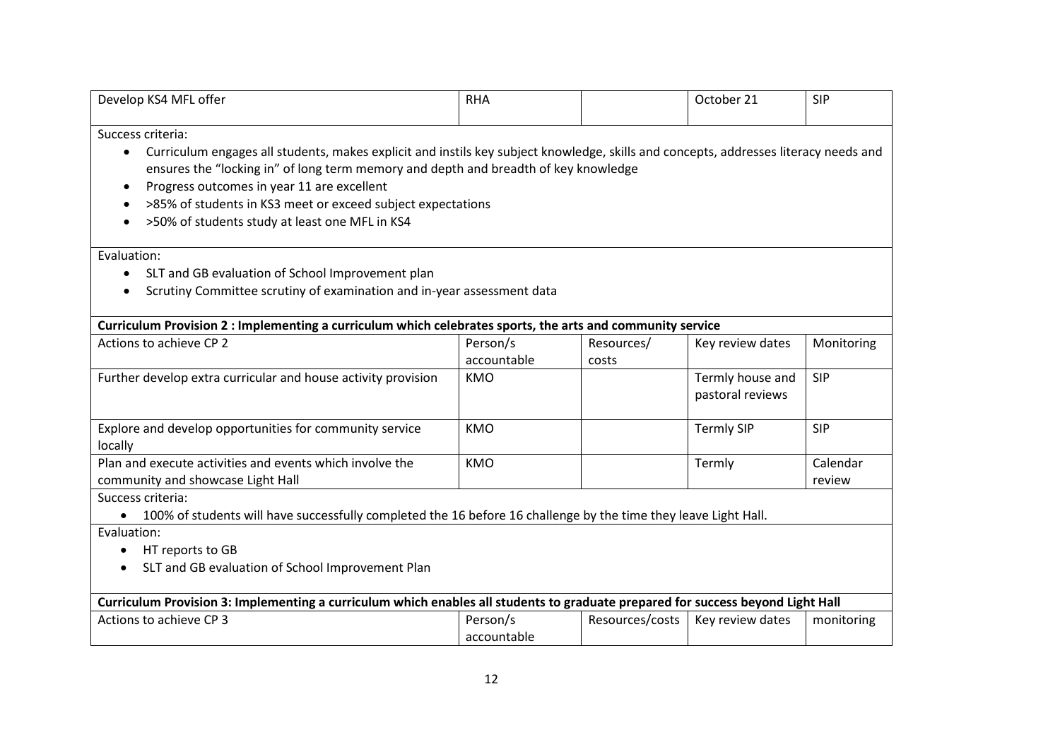| Develop KS4 MFL offer | RHA | | October 21 | SIP |
|---|---|---|---|---|

Success criteria:

- Curriculum engages all students, makes explicit and instils key subject knowledge, skills and concepts, addresses literacy needs and ensures the "locking in" of long term memory and depth and breadth of key knowledge
- Progress outcomes in year 11 are excellent
- >85% of students in KS3 meet or exceed subject expectations
- >50% of students study at least one MFL in KS4

Evaluation:

- SLT and GB evaluation of School Improvement plan
- Scrutiny Committee scrutiny of examination and in-year assessment data

**Curriculum Provision 2 : Implementing a curriculum which celebrates sports, the arts and community service**

| Actions to achieve CP 2 | Person/s accountable | Resources/ costs | Key review dates | Monitoring |
|---|---|---|---|---|
| Further develop extra curricular and house activity provision | KMO | | Termly house and pastoral reviews | SIP |
| Explore and develop opportunities for community service locally | KMO | | Termly SIP | SIP |
| Plan and execute activities and events which involve the community and showcase Light Hall | KMO | | Termly | Calendar review |

Success criteria:

- 100% of students will have successfully completed the 16 before 16 challenge by the time they leave Light Hall.

Evaluation:

- HT reports to GB
- SLT and GB evaluation of School Improvement Plan

**Curriculum Provision 3: Implementing a curriculum which enables all students to graduate prepared for success beyond Light Hall**

| Actions to achieve CP 3 | Person/s accountable | Resources/costs | Key review dates | monitoring |
|---|---|---|---|---|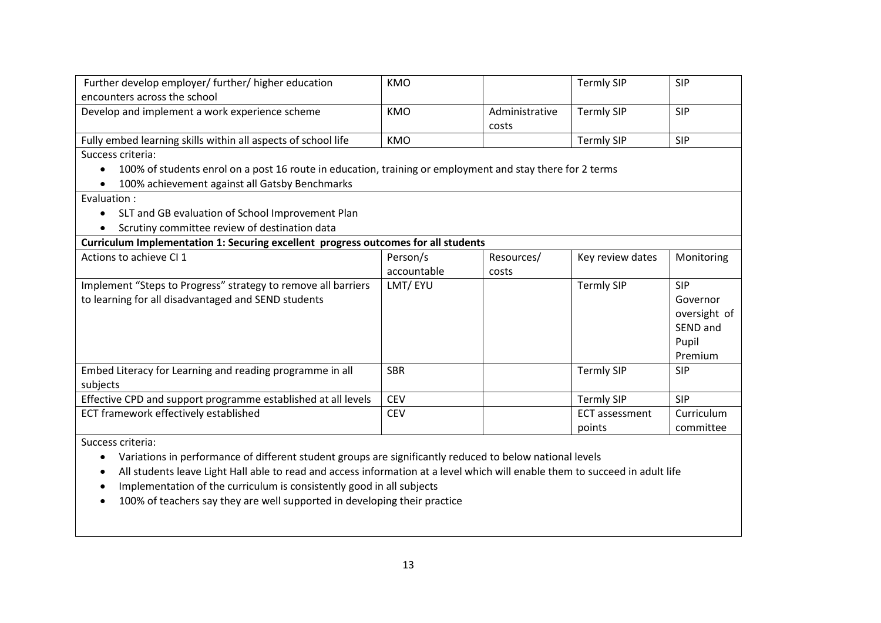| Further develop employer/ further/ higher education encounters across the school | KMO | | Termly SIP | SIP |
|---|---|---|---|---|
| Develop and implement a work experience scheme | KMO | Administrative costs | Termly SIP | SIP |
| Fully embed learning skills within all aspects of school life | KMO | | Termly SIP | SIP |

Success criteria:

- 100% of students enrol on a post 16 route in education, training or employment and stay there for 2 terms
- 100% achievement against all Gatsby Benchmarks

Evaluation :

- SLT and GB evaluation of School Improvement Plan
- Scrutiny committee review of destination data

**Curriculum Implementation 1: Securing excellent progress outcomes for all students**

| Actions to achieve CI 1 | Person/s accountable | Resources/ costs | Key review dates | Monitoring |
|---|---|---|---|---|
| Implement "Steps to Progress" strategy to remove all barriers to learning for all disadvantaged and SEND students | LMT/ EYU | | Termly SIP | SIP Governor oversight of SEND and Pupil Premium |
| Embed Literacy for Learning and reading programme in all subjects | SBR | | Termly SIP | SIP |
| Effective CPD and support programme established at all levels | CEV | | Termly SIP | SIP |
| ECT framework effectively established | CEV | | ECT assessment points | Curriculum committee |

Success criteria:

- Variations in performance of different student groups are significantly reduced to below national levels
- All students leave Light Hall able to read and access information at a level which will enable them to succeed in adult life
- Implementation of the curriculum is consistently good in all subjects
- 100% of teachers say they are well supported in developing their practice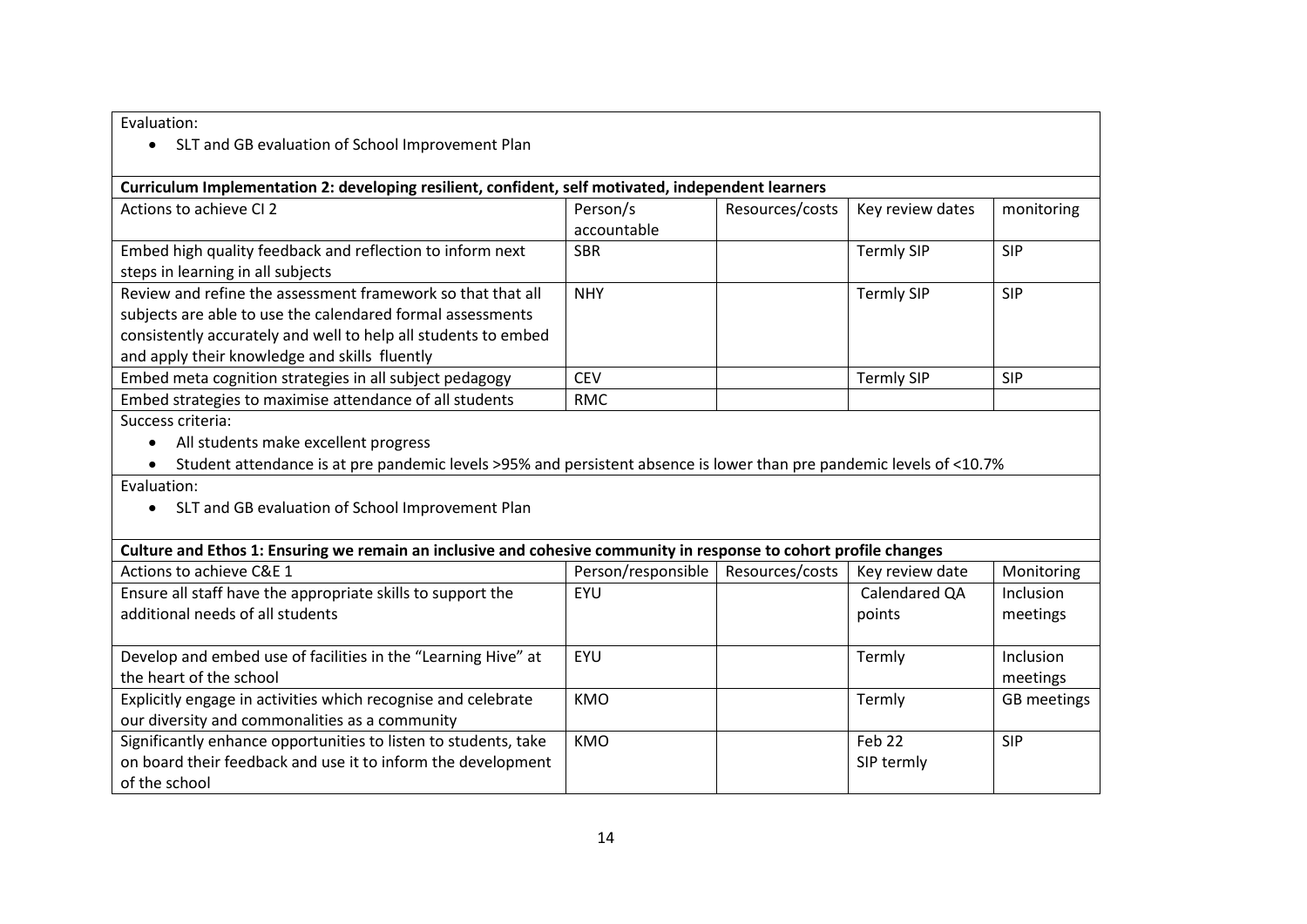Evaluation:

- SLT and GB evaluation of School Improvement Plan

**Curriculum Implementation 2: developing resilient, confident, self motivated, independent learners**

| Actions to achieve CI 2 | Person/s accountable | Resources/costs | Key review dates | monitoring |
|---|---|---|---|---|
| Embed high quality feedback and reflection to inform next steps in learning in all subjects | SBR | | Termly SIP | SIP |
| Review and refine the assessment framework so that that all subjects are able to use the calendared formal assessments consistently accurately and well to help all students to embed and apply their knowledge and skills fluently | NHY | | Termly SIP | SIP |
| Embed meta cognition strategies in all subject pedagogy | CEV | | Termly SIP | SIP |
| Embed strategies to maximise attendance of all students | RMC | | | |

Success criteria:

- All students make excellent progress
- Student attendance is at pre pandemic levels >95% and persistent absence is lower than pre pandemic levels of <10.7%

Evaluation:

- SLT and GB evaluation of School Improvement Plan

**Culture and Ethos 1: Ensuring we remain an inclusive and cohesive community in response to cohort profile changes**

| Actions to achieve C&E 1 | Person/responsible | Resources/costs | Key review date | Monitoring |
|---|---|---|---|---|
| Ensure all staff have the appropriate skills to support the additional needs of all students | EYU | | Calendared QA points | Inclusion meetings |
| Develop and embed use of facilities in the "Learning Hive" at the heart of the school | EYU | | Termly | Inclusion meetings |
| Explicitly engage in activities which recognise and celebrate our diversity and commonalities as a community | KMO | | Termly | GB meetings |
| Significantly enhance opportunities to listen to students, take on board their feedback and use it to inform the development of the school | KMO | | Feb 22 SIP termly | SIP |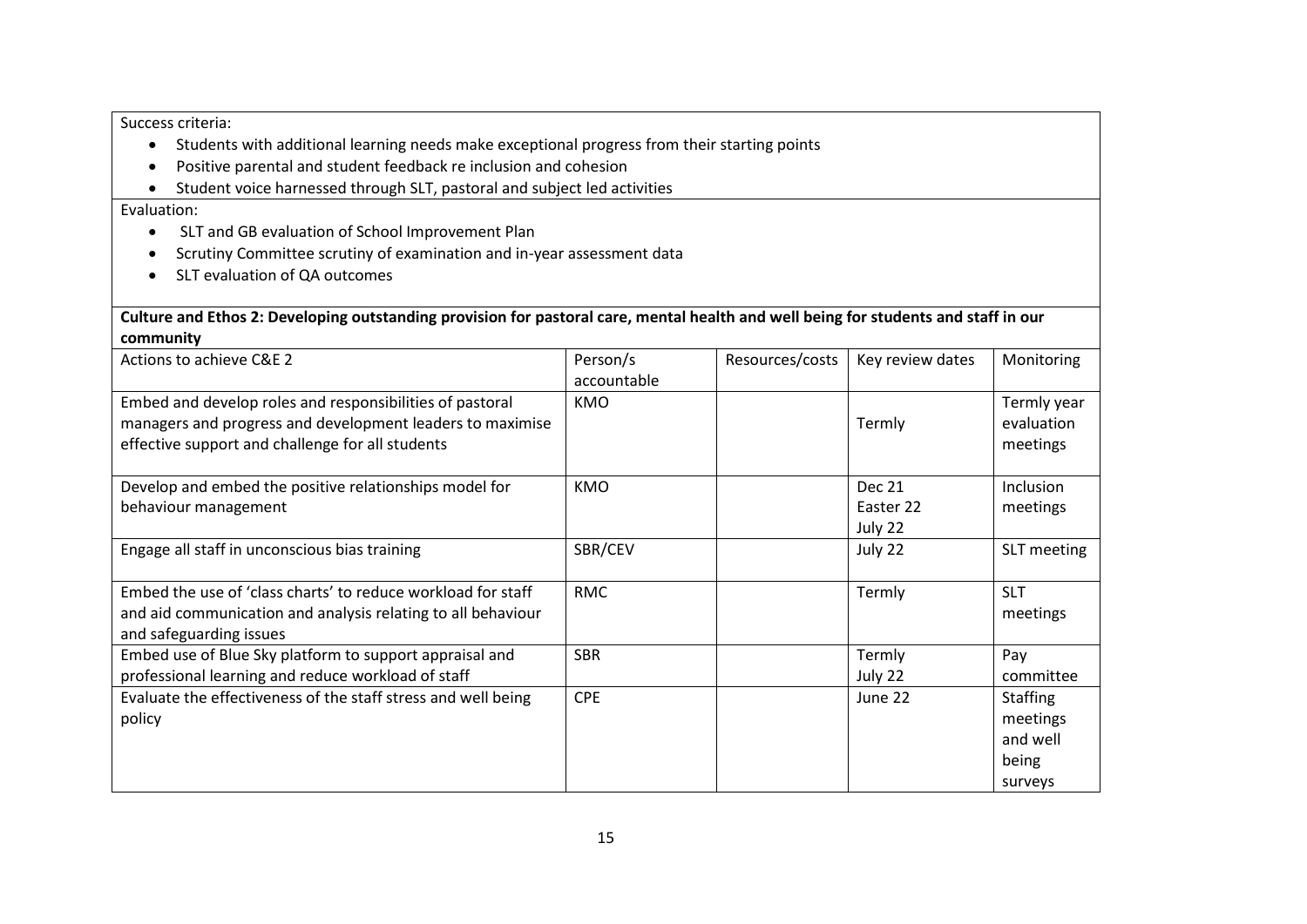Success criteria:

- Students with additional learning needs make exceptional progress from their starting points
- Positive parental and student feedback re inclusion and cohesion
- Student voice harnessed through SLT, pastoral and subject led activities

Evaluation:

- SLT and GB evaluation of School Improvement Plan
- Scrutiny Committee scrutiny of examination and in-year assessment data
- SLT evaluation of QA outcomes

**Culture and Ethos 2: Developing outstanding provision for pastoral care, mental health and well being for students and staff in our community**

| Actions to achieve C&E 2 | Person/s accountable | Resources/costs | Key review dates | Monitoring |
|---|---|---|---|---|
| Embed and develop roles and responsibilities of pastoral managers and progress and development leaders to maximise effective support and challenge for all students | KMO | | Termly | Termly year evaluation meetings |
| Develop and embed the positive relationships model for behaviour management | KMO | | Dec 21<br>Easter 22<br>July 22 | Inclusion meetings |
| Engage all staff in unconscious bias training | SBR/CEV | | July 22 | SLT meeting |
| Embed the use of 'class charts' to reduce workload for staff and aid communication and analysis relating to all behaviour and safeguarding issues | RMC | | Termly | SLT meetings |
| Embed use of Blue Sky platform to support appraisal and professional learning and reduce workload of staff | SBR | | Termly<br>July 22 | Pay committee |
| Evaluate the effectiveness of the staff stress and well being policy | CPE | | June 22 | Staffing meetings and well being surveys |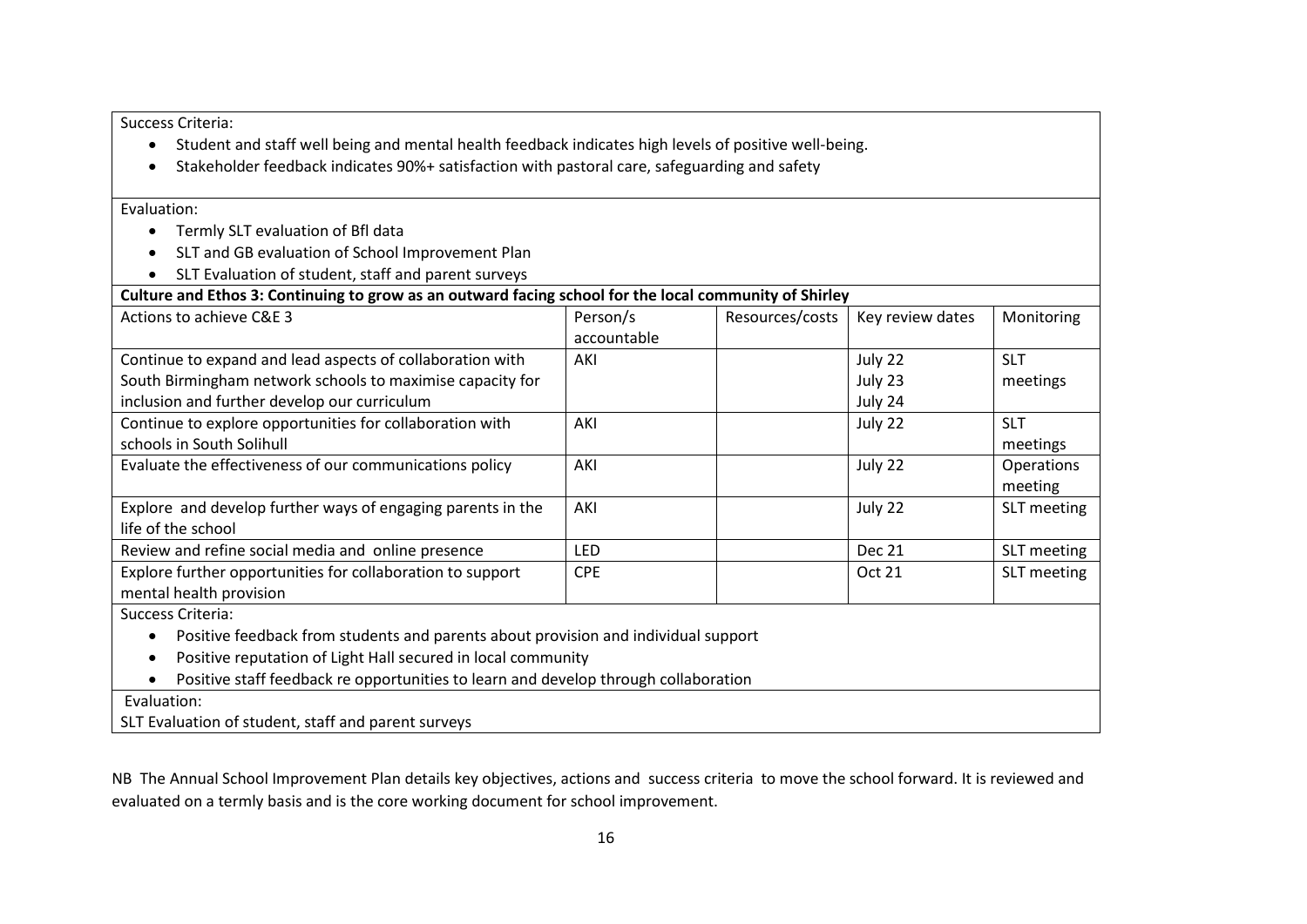Success Criteria:

- Student and staff well being and mental health feedback indicates high levels of positive well-being.
- Stakeholder feedback indicates 90%+ satisfaction with pastoral care, safeguarding and safety

Evaluation:

- Termly SLT evaluation of Bfl data
- SLT and GB evaluation of School Improvement Plan
- SLT Evaluation of student, staff and parent surveys

**Culture and Ethos 3: Continuing to grow as an outward facing school for the local community of Shirley**

| Actions to achieve C&E 3 | Person/s accountable | Resources/costs | Key review dates | Monitoring |
|---|---|---|---|---|
| Continue to expand and lead aspects of collaboration with South Birmingham network schools to maximise capacity for inclusion and further develop our curriculum | AKI | | July 22<br>July 23<br>July 24 | SLT meetings |
| Continue to explore opportunities for collaboration with schools in South Solihull | AKI | | July 22 | SLT meetings |
| Evaluate the effectiveness of our communications policy | AKI | | July 22 | Operations meeting |
| Explore and develop further ways of engaging parents in the life of the school | AKI | | July 22 | SLT meeting |
| Review and refine social media and online presence | LED | | Dec 21 | SLT meeting |
| Explore further opportunities for collaboration to support mental health provision | CPE | | Oct 21 | SLT meeting |

Success Criteria:

- Positive feedback from students and parents about provision and individual support
- Positive reputation of Light Hall secured in local community
- Positive staff feedback re opportunities to learn and develop through collaboration

Evaluation:

SLT Evaluation of student, staff and parent surveys

NB The Annual School Improvement Plan details key objectives, actions and success criteria to move the school forward. It is reviewed and evaluated on a termly basis and is the core working document for school improvement.